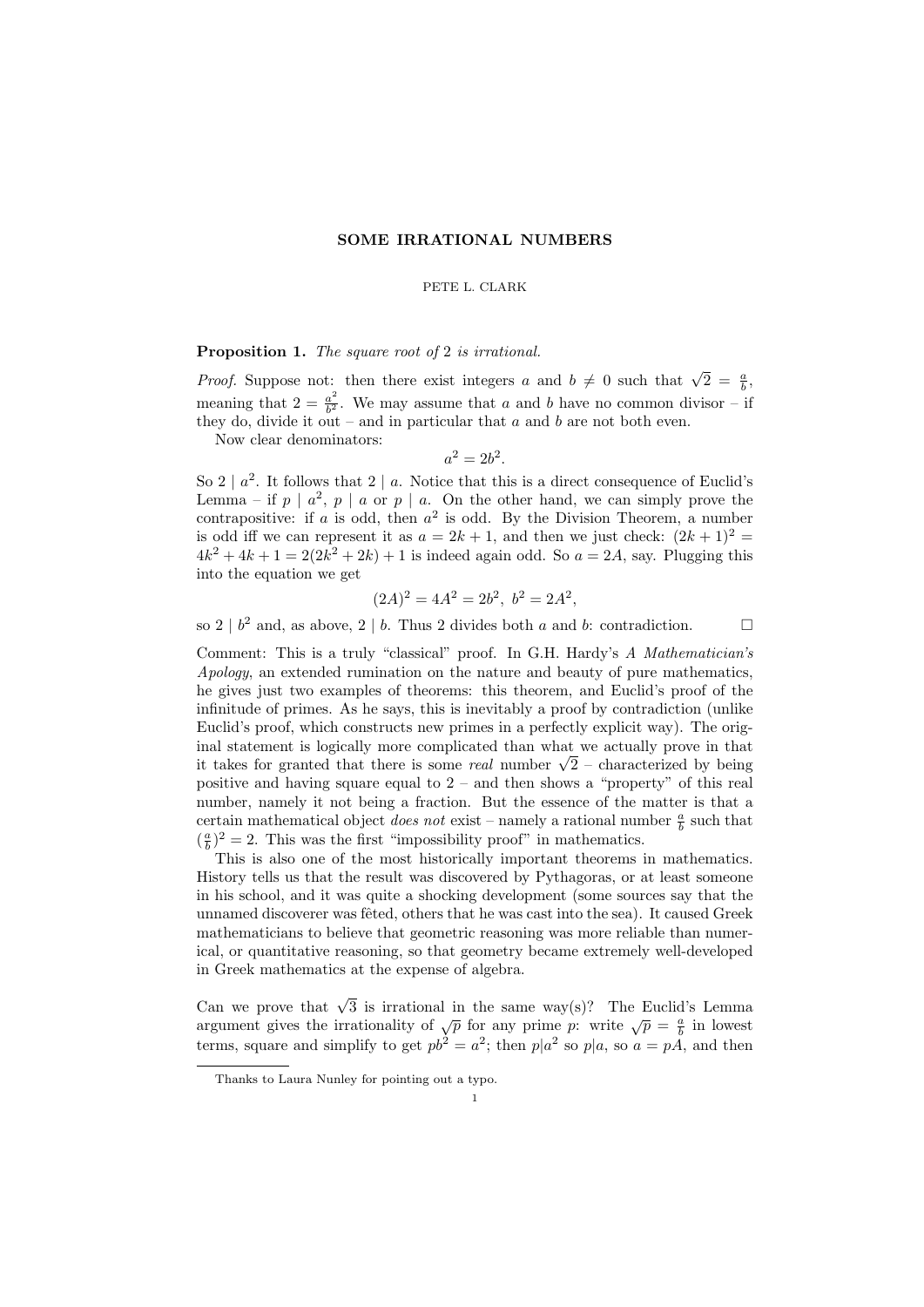# SOME IRRATIONAL NUMBERS

PETE L. CLARK

**Proposition 1.** *The square root of 2 is irrational.*

*Proof.* Suppose not: then there exist integers $a$ and $b \neq 0$ such that $\sqrt{2} = \frac{a}{b}$, meaning that $2 = \frac{a^2}{b^2}$. We may assume that $a$ and $b$ have no common divisor – if they do, divide it out – and in particular that $a$ and $b$ are not both even.

Now clear denominators:

$$a^2 = 2b^2.$$

So $2 \mid a^2$. It follows that $2 \mid a$. Notice that this is a direct consequence of Euclid's Lemma – if $p \mid a^2$, $p \mid a$ or $p \mid a$. On the other hand, we can simply prove the contrapositive: if $a$ is odd, then $a^2$ is odd. By the Division Theorem, a number is odd iff we can represent it as $a = 2k + 1$, and then we just check: $(2k+1)^2 = 4k^2 + 4k + 1 = 2(2k^2 + 2k) + 1$ is indeed again odd. So $a = 2A$, say. Plugging this into the equation we get

$$(2A)^2 = 4A^2 = 2b^2, \ b^2 = 2A^2,$$

so $2 \mid b^2$ and, as above, $2 \mid b$. Thus 2 divides both $a$ and $b$: contradiction. $\square$

Comment: This is a truly "classical" proof. In G.H. Hardy's *A Mathematician's Apology*, an extended rumination on the nature and beauty of pure mathematics, he gives just two examples of theorems: this theorem, and Euclid's proof of the infinitude of primes. As he says, this is inevitably a proof by contradiction (unlike Euclid's proof, which constructs new primes in a perfectly explicit way). The original statement is logically more complicated than what we actually prove in that it takes for granted that there is some *real* number $\sqrt{2}$ – characterized by being positive and having square equal to 2 – and then shows a "property" of this real number, namely it not being a fraction. But the essence of the matter is that a certain mathematical object *does not* exist – namely a rational number $\frac{a}{b}$ such that $(\frac{a}{b})^2 = 2$. This was the first "impossibility proof" in mathematics.

This is also one of the most historically important theorems in mathematics. History tells us that the result was discovered by Pythagoras, or at least someone in his school, and it was quite a shocking development (some sources say that the unnamed discoverer was fêted, others that he was cast into the sea). It caused Greek mathematicians to believe that geometric reasoning was more reliable than numerical, or quantitative reasoning, so that geometry became extremely well-developed in Greek mathematics at the expense of algebra.

Can we prove that $\sqrt{3}$ is irrational in the same way(s)? The Euclid's Lemma argument gives the irrationality of $\sqrt{p}$ for any prime $p$: write $\sqrt{p} = \frac{a}{b}$ in lowest terms, square and simplify to get $pb^2 = a^2$; then $p|a^2$ so $p|a$, so $a = pA$, and then

Thanks to Laura Nunley for pointing out a typo.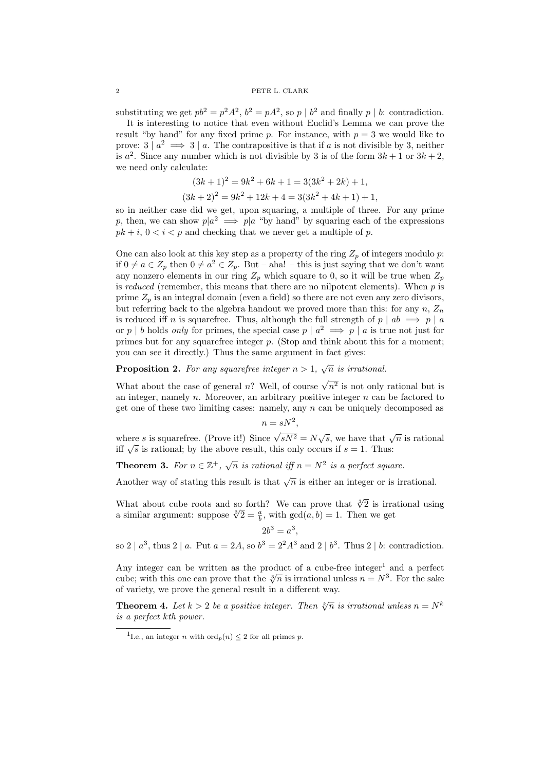substituting we get $pb^2 = p^2A^2$, $b^2 = pA^2$, so $p \mid b^2$ and finally $p \mid b$: contradiction.

It is interesting to notice that even without Euclid's Lemma we can prove the result "by hand" for any fixed prime $p$. For instance, with $p = 3$ we would like to prove: $3 \mid a^2 \implies 3 \mid a$. The contrapositive is that if $a$ is not divisible by 3, neither is $a^2$. Since any number which is not divisible by 3 is of the form $3k + 1$ or $3k + 2$, we need only calculate:

$$(3k + 1)^2 = 9k^2 + 6k + 1 = 3(3k^2 + 2k) + 1,$$

$$(3k + 2)^2 = 9k^2 + 12k + 4 = 3(3k^2 + 4k + 1) + 1,$$

so in neither case did we get, upon squaring, a multiple of three. For any prime $p$, then, we can show $p|a^2 \implies p|a$ "by hand" by squaring each of the expressions $pk + i$, $0 < i < p$ and checking that we never get a multiple of $p$.

One can also look at this key step as a property of the ring $Z_p$ of integers modulo $p$: if $0 \neq a \in Z_p$ then $0 \neq a^2 \in Z_p$. But – aha! – this is just saying that we don't want any nonzero elements in our ring $Z_p$ which square to 0, so it will be true when $Z_p$ is *reduced* (remember, this means that there are no nilpotent elements). When $p$ is prime $Z_p$ is an integral domain (even a field) so there are not even any zero divisors, but referring back to the algebra handout we proved more than this: for any $n$, $Z_n$ is reduced iff $n$ is squarefree. Thus, although the full strength of $p \mid ab \implies p \mid a$ or $p \mid b$ holds *only* for primes, the special case $p \mid a^2 \implies p \mid a$ is true not just for primes but for any squarefree integer $p$. (Stop and think about this for a moment; you can see it directly.) Thus the same argument in fact gives:

**Proposition 2.** *For any squarefree integer $n > 1$, $\sqrt{n}$ is irrational.*

What about the case of general $n$? Well, of course $\sqrt{n^2}$ is not only rational but is an integer, namely $n$. Moreover, an arbitrary positive integer $n$ can be factored to get one of these two limiting cases: namely, any $n$ can be uniquely decomposed as

$$n = sN^2,$$

where $s$ is squarefree. (Prove it!) Since $\sqrt{sN^2} = N\sqrt{s}$, we have that $\sqrt{n}$ is rational iff $\sqrt{s}$ is rational; by the above result, this only occurs if $s = 1$. Thus:

**Theorem 3.** *For $n \in \mathbb{Z}^+$, $\sqrt{n}$ is rational iff $n = N^2$ is a perfect square.*

Another way of stating this result is that $\sqrt{n}$ is either an integer or is irrational.

What about cube roots and so forth? We can prove that $\sqrt[3]{2}$ is irrational using a similar argument: suppose $\sqrt[3]{2} = \frac{a}{b}$, with $\gcd(a, b) = 1$. Then we get

$$2b^3 = a^3,$$

so $2 \mid a^3$, thus $2 \mid a$. Put $a = 2A$, so $b^3 = 2^2A^3$ and $2 \mid b^3$. Thus $2 \mid b$: contradiction.

Any integer can be written as the product of a cube-free integer[1] and a perfect cube; with this one can prove that the $\sqrt[3]{n}$ is irrational unless $n = N^3$. For the sake of variety, we prove the general result in a different way.

**Theorem 4.** *Let $k > 2$ be a positive integer. Then $\sqrt[k]{n}$ is irrational unless $n = N^k$ is a perfect kth power.*

---

[1] I.e., an integer $n$ with $\text{ord}_p(n) \leq 2$ for all primes $p$.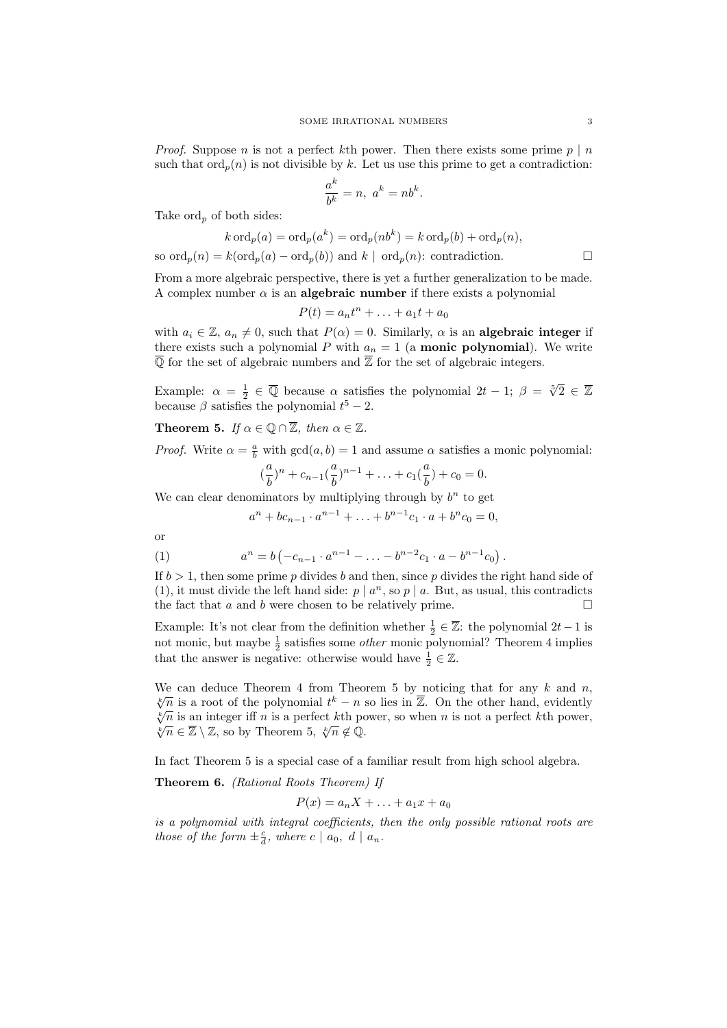*Proof.* Suppose $n$ is not a perfect $k$th power. Then there exists some prime $p \mid n$ such that $\mathrm{ord}_p(n)$ is not divisible by $k$. Let us use this prime to get a contradiction:

$$\frac{a^k}{b^k} = n, \ a^k = nb^k.$$

Take $\mathrm{ord}_p$ of both sides:

$$k \,\mathrm{ord}_p(a) = \mathrm{ord}_p(a^k) = \mathrm{ord}_p(nb^k) = k \,\mathrm{ord}_p(b) + \mathrm{ord}_p(n),$$

so $\mathrm{ord}_p(n) = k(\mathrm{ord}_p(a) - \mathrm{ord}_p(b))$ and $k \mid \mathrm{ord}_p(n)$: contradiction. □

From a more algebraic perspective, there is yet a further generalization to be made. A complex number $\alpha$ is an **algebraic number** if there exists a polynomial

$$P(t) = a_n t^n + \ldots + a_1 t + a_0$$

with $a_i \in \mathbb{Z}$, $a_n \neq 0$, such that $P(\alpha) = 0$. Similarly, $\alpha$ is an **algebraic integer** if there exists such a polynomial $P$ with $a_n = 1$ (a **monic polynomial**). We write $\overline{\mathbb{Q}}$ for the set of algebraic numbers and $\overline{\mathbb{Z}}$ for the set of algebraic integers.

Example: $\alpha = \frac{1}{2} \in \overline{\mathbb{Q}}$ because $\alpha$ satisfies the polynomial $2t - 1$; $\beta = \sqrt[5]{2} \in \overline{\mathbb{Z}}$ because $\beta$ satisfies the polynomial $t^5 - 2$.

**Theorem 5.** *If $\alpha \in \mathbb{Q} \cap \overline{\mathbb{Z}}$, then $\alpha \in \mathbb{Z}$.*

*Proof.* Write $\alpha = \frac{a}{b}$ with $\gcd(a, b) = 1$ and assume $\alpha$ satisfies a monic polynomial:

$$(\frac{a}{b})^n + c_{n-1}(\frac{a}{b})^{n-1} + \ldots + c_1(\frac{a}{b}) + c_0 = 0.$$

We can clear denominators by multiplying through by $b^n$ to get

$$a^n + bc_{n-1} \cdot a^{n-1} + \ldots + b^{n-1}c_1 \cdot a + b^n c_0 = 0,$$

or

$$a^n = b\left(-c_{n-1} \cdot a^{n-1} - \ldots - b^{n-2}c_1 \cdot a - b^{n-1}c_0\right). \tag{1}$$

If $b > 1$, then some prime $p$ divides $b$ and then, since $p$ divides the right hand side of (1), it must divide the left hand side: $p \mid a^n$, so $p \mid a$. But, as usual, this contradicts the fact that $a$ and $b$ were chosen to be relatively prime. □

Example: It's not clear from the definition whether $\frac{1}{2} \in \overline{\mathbb{Z}}$: the polynomial $2t - 1$ is not monic, but maybe $\frac{1}{2}$ satisfies some *other* monic polynomial? Theorem 4 implies that the answer is negative: otherwise would have $\frac{1}{2} \in \mathbb{Z}$.

We can deduce Theorem 4 from Theorem 5 by noticing that for any $k$ and $n$, $\sqrt[k]{n}$ is a root of the polynomial $t^k - n$ so lies in $\overline{\mathbb{Z}}$. On the other hand, evidently $\sqrt[k]{n}$ is an integer iff $n$ is a perfect $k$th power, so when $n$ is not a perfect $k$th power, $\sqrt[k]{n} \in \overline{\mathbb{Z}} \setminus \mathbb{Z}$, so by Theorem 5, $\sqrt[k]{n} \notin \mathbb{Q}$.

In fact Theorem 5 is a special case of a familiar result from high school algebra.

**Theorem 6.** *(Rational Roots Theorem) If*

$$P(x) = a_n X + \ldots + a_1 x + a_0$$

*is a polynomial with integral coefficients, then the only possible rational roots are those of the form $\pm\frac{c}{d}$, where $c \mid a_0, \ d \mid a_n$.*